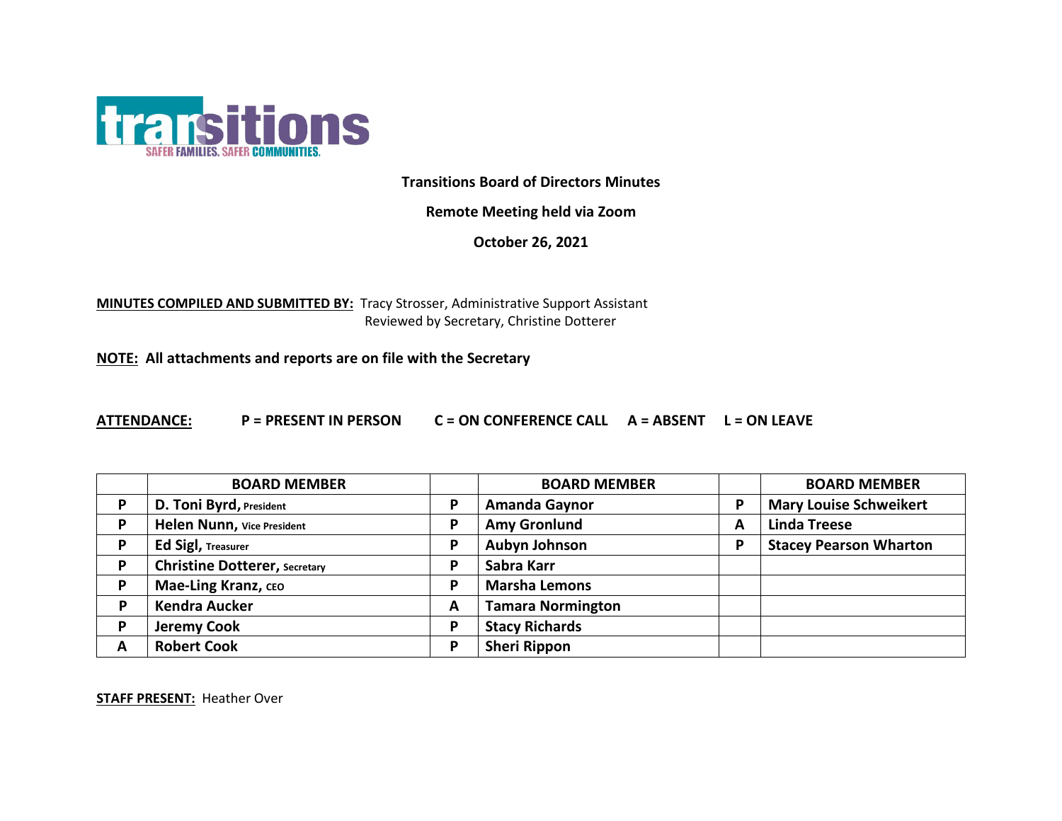transitions
SAFER FAMILIES. SAFER COMMUNITIES.

**Transitions Board of Directors Minutes**

**Remote Meeting held via Zoom**

**October 26, 2021**

**MINUTES COMPILED AND SUBMITTED BY:** Tracy Strosser, Administrative Support Assistant
Reviewed by Secretary, Christine Dotterer

**NOTE: All attachments and reports are on file with the Secretary**

**ATTENDANCE:** **P = PRESENT IN PERSON** **C = ON CONFERENCE CALL** **A = ABSENT** **L = ON LEAVE**

| | BOARD MEMBER | | BOARD MEMBER | | BOARD MEMBER |
|---|---|---|---|---|---|
| P | **D. Toni Byrd,** President | P | **Amanda Gaynor** | P | **Mary Louise Schweikert** |
| P | **Helen Nunn,** Vice President | P | **Amy Gronlund** | A | **Linda Treese** |
| P | **Ed Sigl,** Treasurer | P | **Aubyn Johnson** | P | **Stacey Pearson Wharton** |
| P | **Christine Dotterer,** Secretary | P | **Sabra Karr** | | |
| P | **Mae-Ling Kranz,** CEO | P | **Marsha Lemons** | | |
| P | **Kendra Aucker** | A | **Tamara Normington** | | |
| P | **Jeremy Cook** | P | **Stacy Richards** | | |
| A | **Robert Cook** | P | **Sheri Rippon** | | |

**STAFF PRESENT:** Heather Over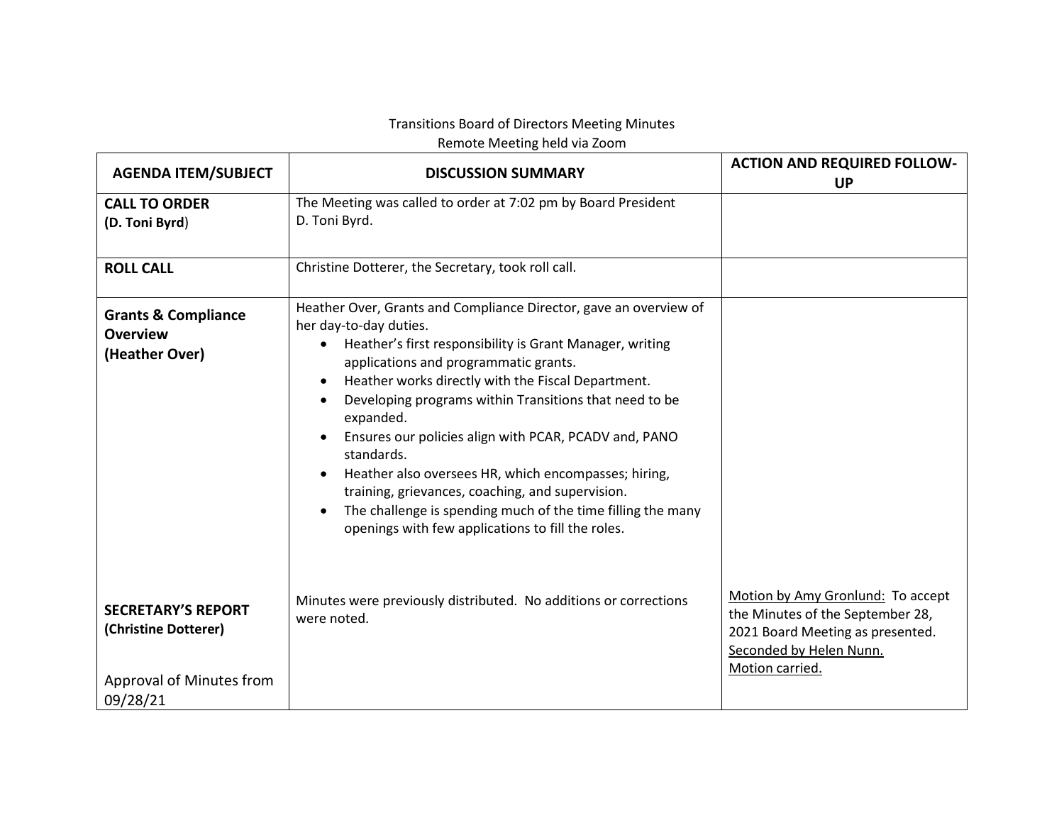Transitions Board of Directors Meeting Minutes
Remote Meeting held via Zoom

| AGENDA ITEM/SUBJECT | DISCUSSION SUMMARY | ACTION AND REQUIRED FOLLOW-UP |
|---|---|---|
| **CALL TO ORDER** **(D. Toni Byrd)** | The Meeting was called to order at 7:02 pm by Board President D. Toni Byrd. | |
| **ROLL CALL** | Christine Dotterer, the Secretary, took roll call. | |
| **Grants & Compliance Overview (Heather Over)** | Heather Over, Grants and Compliance Director, gave an overview of her day-to-day duties. <br>• Heather's first responsibility is Grant Manager, writing applications and programmatic grants. <br>• Heather works directly with the Fiscal Department. <br>• Developing programs within Transitions that need to be expanded. <br>• Ensures our policies align with PCAR, PCADV and, PANO standards. <br>• Heather also oversees HR, which encompasses; hiring, training, grievances, coaching, and supervision. <br>• The challenge is spending much of the time filling the many openings with few applications to fill the roles. | |
| **SECRETARY'S REPORT** **(Christine Dotterer)** <br><br> Approval of Minutes from 09/28/21 | Minutes were previously distributed. No additions or corrections were noted. | Motion by Amy Gronlund: To accept the Minutes of the September 28, 2021 Board Meeting as presented. Seconded by Helen Nunn. Motion carried. |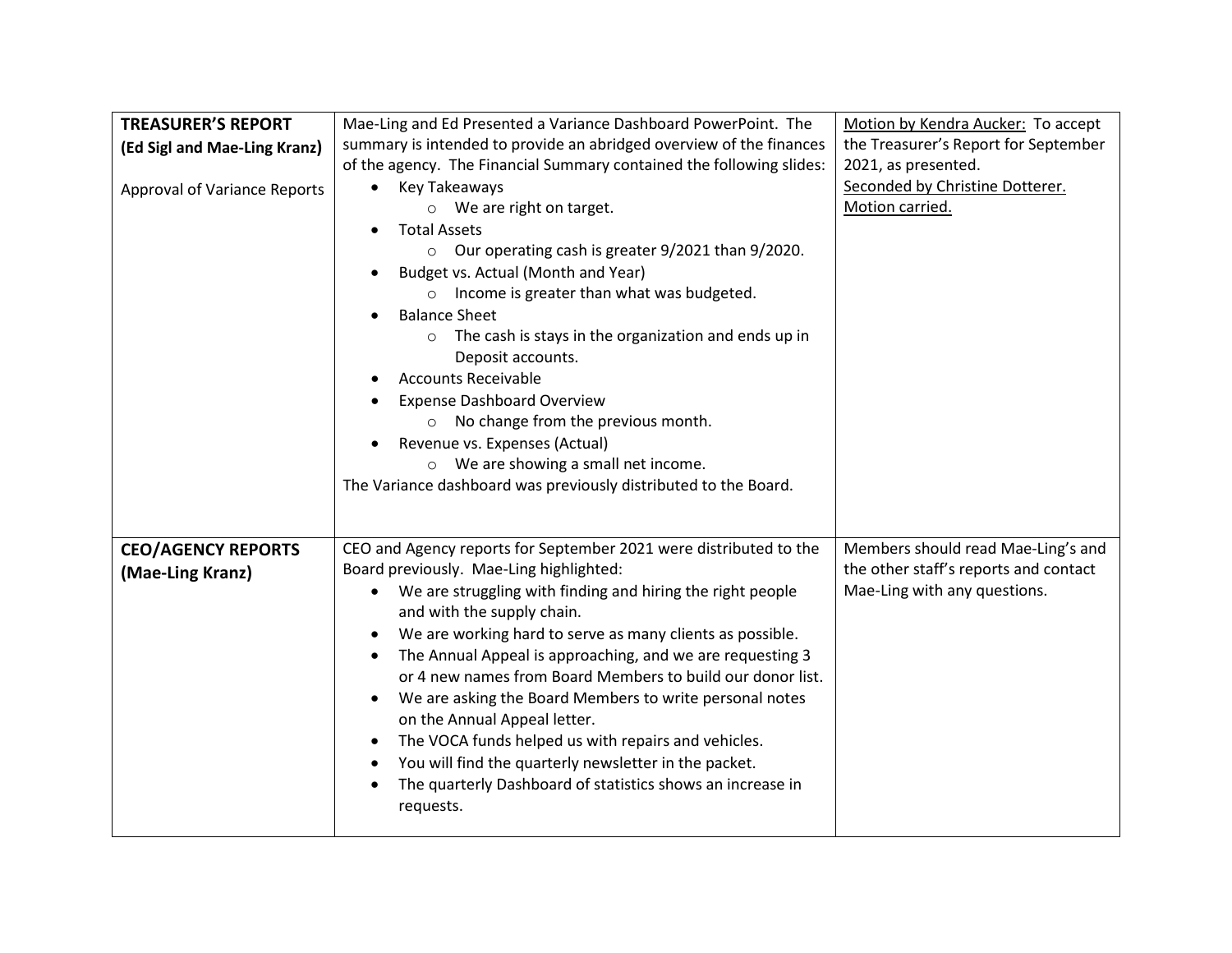| | | |
|---|---|---|
| **TREASURER'S REPORT (Ed Sigl and Mae-Ling Kranz)**<br><br>Approval of Variance Reports | Mae-Ling and Ed Presented a Variance Dashboard PowerPoint. The summary is intended to provide an abridged overview of the finances of the agency. The Financial Summary contained the following slides:<br>• Key Takeaways<br>  ○ We are right on target.<br>• Total Assets<br>  ○ Our operating cash is greater 9/2021 than 9/2020.<br>• Budget vs. Actual (Month and Year)<br>  ○ Income is greater than what was budgeted.<br>• Balance Sheet<br>  ○ The cash is stays in the organization and ends up in Deposit accounts.<br>• Accounts Receivable<br>• Expense Dashboard Overview<br>  ○ No change from the previous month.<br>• Revenue vs. Expenses (Actual)<br>  ○ We are showing a small net income.<br>The Variance dashboard was previously distributed to the Board. | Motion by Kendra Aucker: To accept the Treasurer's Report for September 2021, as presented.<br>Seconded by Christine Dotterer.<br>Motion carried. |
| **CEO/AGENCY REPORTS (Mae-Ling Kranz)** | CEO and Agency reports for September 2021 were distributed to the Board previously. Mae-Ling highlighted:<br>• We are struggling with finding and hiring the right people and with the supply chain.<br>• We are working hard to serve as many clients as possible.<br>• The Annual Appeal is approaching, and we are requesting 3 or 4 new names from Board Members to build our donor list.<br>• We are asking the Board Members to write personal notes on the Annual Appeal letter.<br>• The VOCA funds helped us with repairs and vehicles.<br>• You will find the quarterly newsletter in the packet.<br>• The quarterly Dashboard of statistics shows an increase in requests. | Members should read Mae-Ling's and the other staff's reports and contact Mae-Ling with any questions. |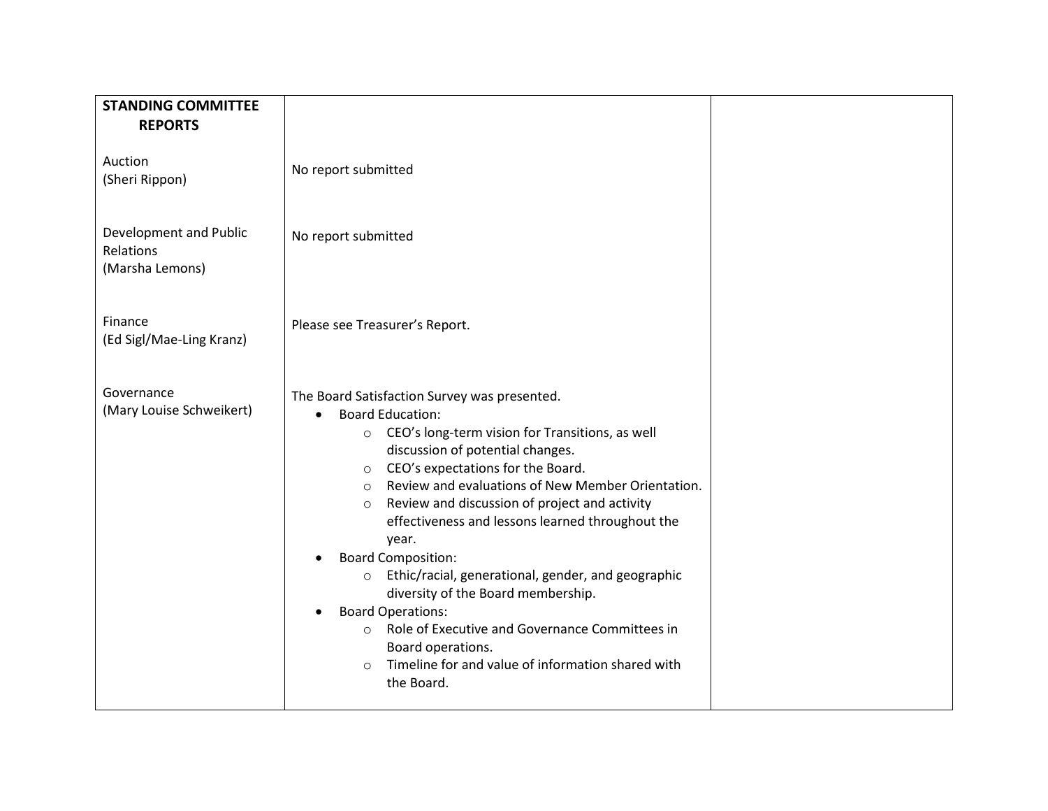| **STANDING COMMITTEE REPORTS** | | |
|---|---|---|
| Auction<br>(Sheri Rippon) | No report submitted | |
| Development and Public Relations<br>(Marsha Lemons) | No report submitted | |
| Finance<br>(Ed Sigl/Mae-Ling Kranz) | Please see Treasurer's Report. | |
| Governance<br>(Mary Louise Schweikert) | The Board Satisfaction Survey was presented.<br>• Board Education:<br>&nbsp;&nbsp;&nbsp;&nbsp;○ CEO's long-term vision for Transitions, as well discussion of potential changes.<br>&nbsp;&nbsp;&nbsp;&nbsp;○ CEO's expectations for the Board.<br>&nbsp;&nbsp;&nbsp;&nbsp;○ Review and evaluations of New Member Orientation.<br>&nbsp;&nbsp;&nbsp;&nbsp;○ Review and discussion of project and activity effectiveness and lessons learned throughout the year.<br>• Board Composition:<br>&nbsp;&nbsp;&nbsp;&nbsp;○ Ethic/racial, generational, gender, and geographic diversity of the Board membership.<br>• Board Operations:<br>&nbsp;&nbsp;&nbsp;&nbsp;○ Role of Executive and Governance Committees in Board operations.<br>&nbsp;&nbsp;&nbsp;&nbsp;○ Timeline for and value of information shared with the Board. | |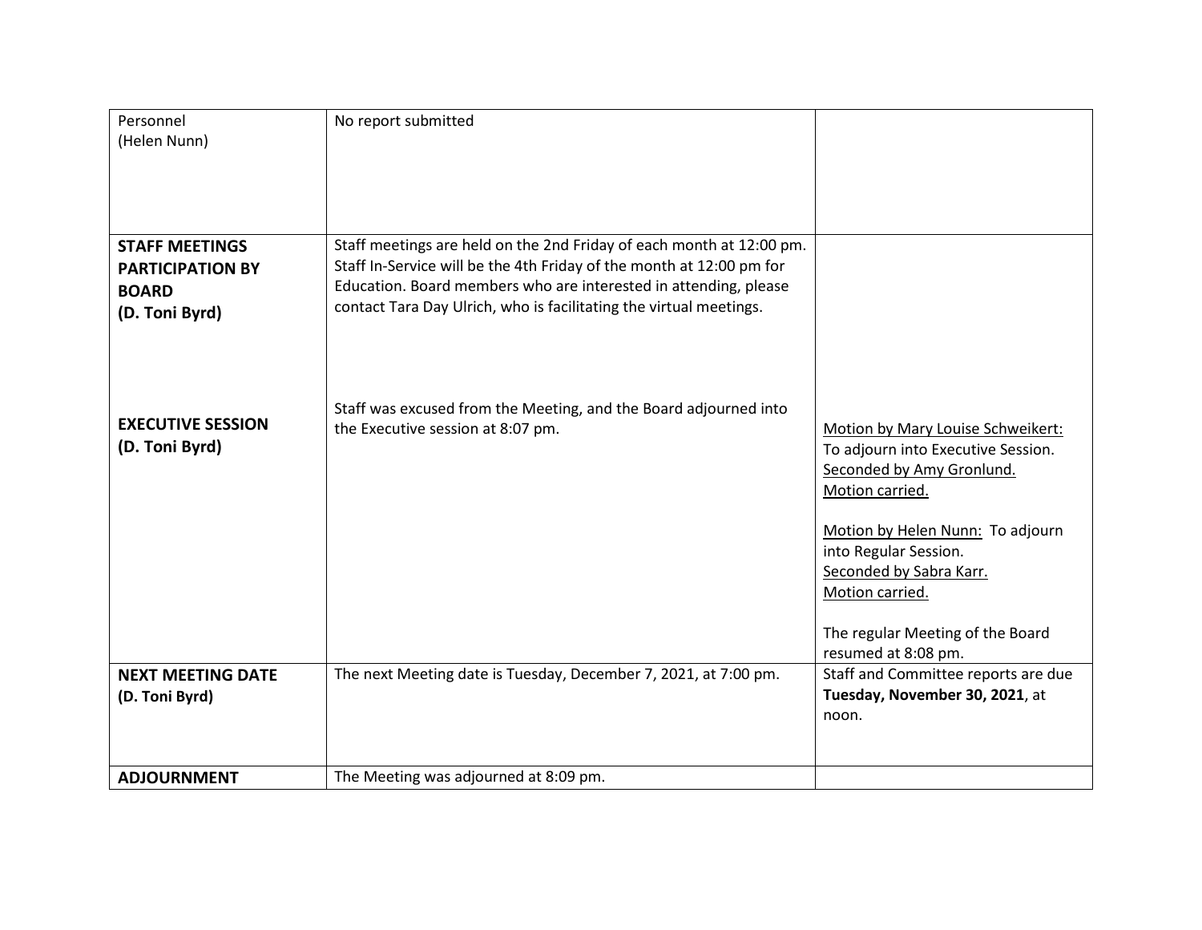| | | |
|---|---|---|
| Personnel<br>(Helen Nunn) | No report submitted | |
| **STAFF MEETINGS PARTICIPATION BY BOARD**<br>**(D. Toni Byrd)** | Staff meetings are held on the 2nd Friday of each month at 12:00 pm. Staff In-Service will be the 4th Friday of the month at 12:00 pm for Education. Board members who are interested in attending, please contact Tara Day Ulrich, who is facilitating the virtual meetings. | |
| **EXECUTIVE SESSION**<br>**(D. Toni Byrd)** | Staff was excused from the Meeting, and the Board adjourned into the Executive session at 8:07 pm. | Motion by Mary Louise Schweikert: To adjourn into Executive Session.<br>Seconded by Amy Gronlund.<br>Motion carried.<br><br>Motion by Helen Nunn: To adjourn into Regular Session.<br>Seconded by Sabra Karr.<br>Motion carried.<br><br>The regular Meeting of the Board resumed at 8:08 pm. |
| **NEXT MEETING DATE**<br>**(D. Toni Byrd)** | The next Meeting date is Tuesday, December 7, 2021, at 7:00 pm. | Staff and Committee reports are due **Tuesday, November 30, 2021**, at noon. |
| **ADJOURNMENT** | The Meeting was adjourned at 8:09 pm. | |